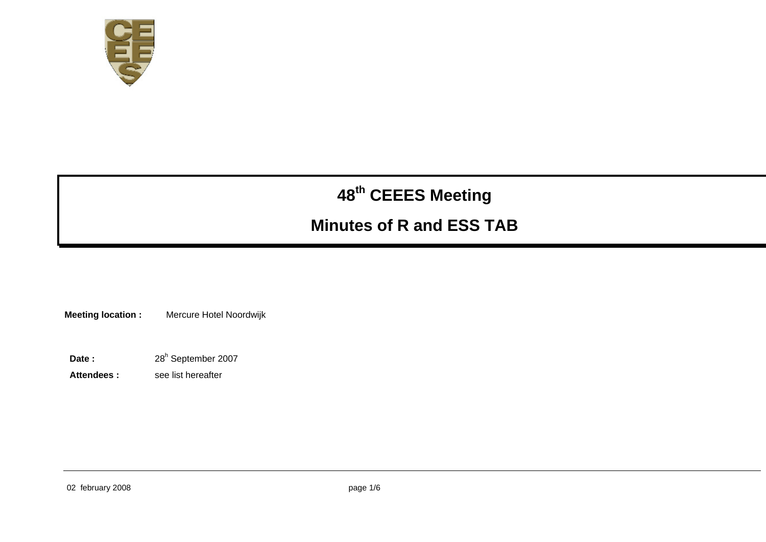# 48th CEEES Meeting

# Minutes of R and ESS TAB

**Meeting location :** Mercure Hotel Noordwijk

**Date :** 28h September 2007

**Attendees :** see list hereafter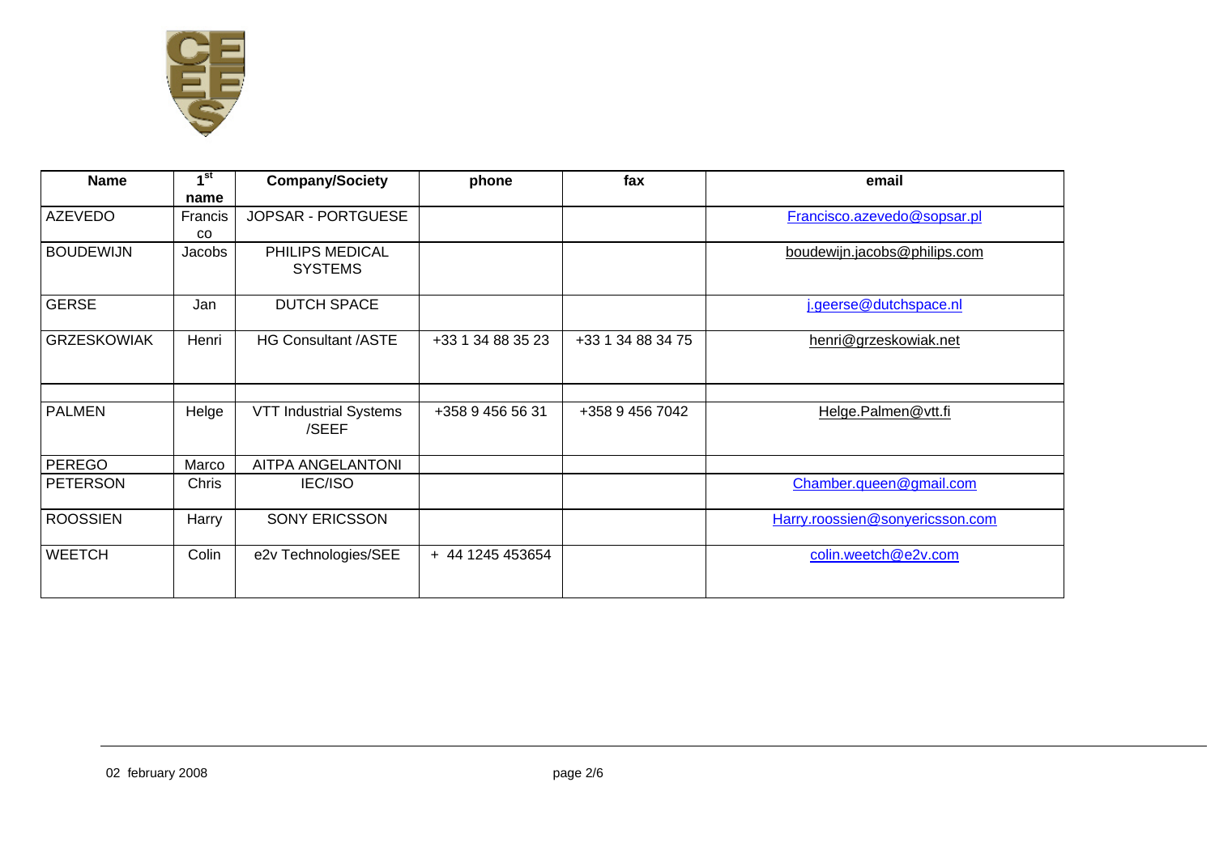| Name | 1st name | Company/Society | phone | fax | email |
| --- | --- | --- | --- | --- | --- |
| AZEVEDO | Francisco | JOPSAR - PORTGUESE | | | Francisco.azevedo@sopsar.pl |
| BOUDEWIJN | Jacobs | PHILIPS MEDICAL SYSTEMS | | | boudewijn.jacobs@philips.com |
| GERSE | Jan | DUTCH SPACE | | | j.geerse@dutchspace.nl |
| GRZESKOWIAK | Henri | HG Consultant /ASTE | +33 1 34 88 35 23 | +33 1 34 88 34 75 | henri@grzeskowiak.net |
| | | | | | |
| PALMEN | Helge | VTT Industrial Systems /SEEF | +358 9 456 56 31 | +358 9 456 7042 | Helge.Palmen@vtt.fi |
| PEREGO | Marco | AITPA ANGELANTONI | | | |
| PETERSON | Chris | IEC/ISO | | | Chamber.queen@gmail.com |
| ROOSSIEN | Harry | SONY ERICSSON | | | Harry.roossien@sonyericsson.com |
| WEETCH | Colin | e2v Technologies/SEE | + 44 1245 453654 | | colin.weetch@e2v.com |

02 february 2008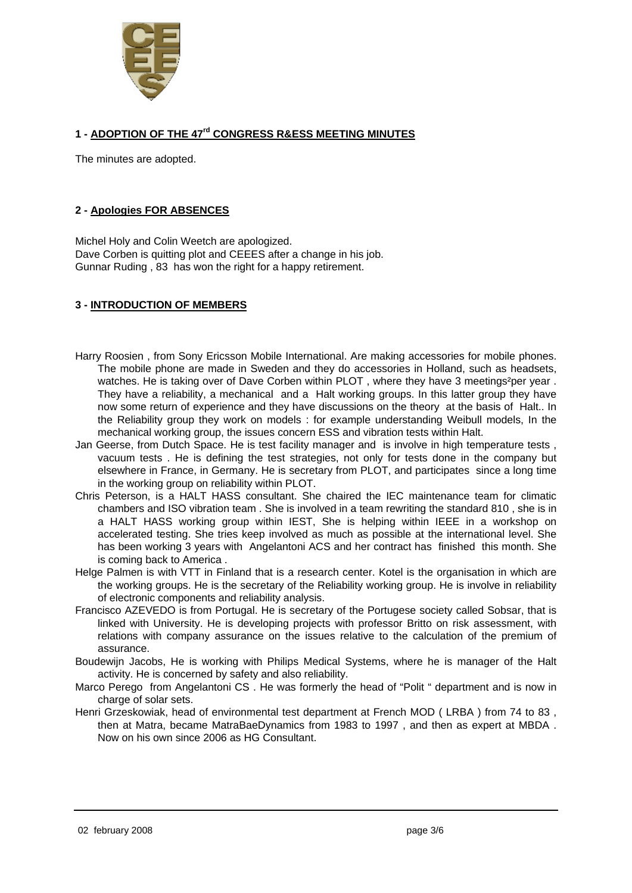## 1 - ADOPTION OF THE 47[rd] CONGRESS R&ESS MEETING MINUTES

The minutes are adopted.

## 2 - Apologies FOR ABSENCES

Michel Holy and Colin Weetch are apologized.
Dave Corben is quitting plot and CEEES after a change in his job.
Gunnar Ruding , 83 has won the right for a happy retirement.

## 3 - INTRODUCTION OF MEMBERS

Harry Roosien , from Sony Ericsson Mobile International. Are making accessories for mobile phones. The mobile phone are made in Sweden and they do accessories in Holland, such as headsets, watches. He is taking over of Dave Corben within PLOT , where they have 3 meetings²per year . They have a reliability, a mechanical and a Halt working groups. In this latter group they have now some return of experience and they have discussions on the theory at the basis of Halt.. In the Reliability group they work on models : for example understanding Weibull models, In the mechanical working group, the issues concern ESS and vibration tests within Halt.

Jan Geerse, from Dutch Space. He is test facility manager and is involve in high temperature tests , vacuum tests . He is defining the test strategies, not only for tests done in the company but elsewhere in France, in Germany. He is secretary from PLOT, and participates since a long time in the working group on reliability within PLOT.

Chris Peterson, is a HALT HASS consultant. She chaired the IEC maintenance team for climatic chambers and ISO vibration team . She is involved in a team rewriting the standard 810 , she is in a HALT HASS working group within IEST, She is helping within IEEE in a workshop on accelerated testing. She tries keep involved as much as possible at the international level. She has been working 3 years with Angelantoni ACS and her contract has finished this month. She is coming back to America .

Helge Palmen is with VTT in Finland that is a research center. Kotel is the organisation in which are the working groups. He is the secretary of the Reliability working group. He is involve in reliability of electronic components and reliability analysis.

Francisco AZEVEDO is from Portugal. He is secretary of the Portugese society called Sobsar, that is linked with University. He is developing projects with professor Britto on risk assessment, with relations with company assurance on the issues relative to the calculation of the premium of assurance.

Boudewijn Jacobs, He is working with Philips Medical Systems, where he is manager of the Halt activity. He is concerned by safety and also reliability.

Marco Perego from Angelantoni CS . He was formerly the head of "Polit " department and is now in charge of solar sets.

Henri Grzeskowiak, head of environmental test department at French MOD ( LRBA ) from 74 to 83 , then at Matra, became MatraBaeDynamics from 1983 to 1997 , and then as expert at MBDA . Now on his own since 2006 as HG Consultant.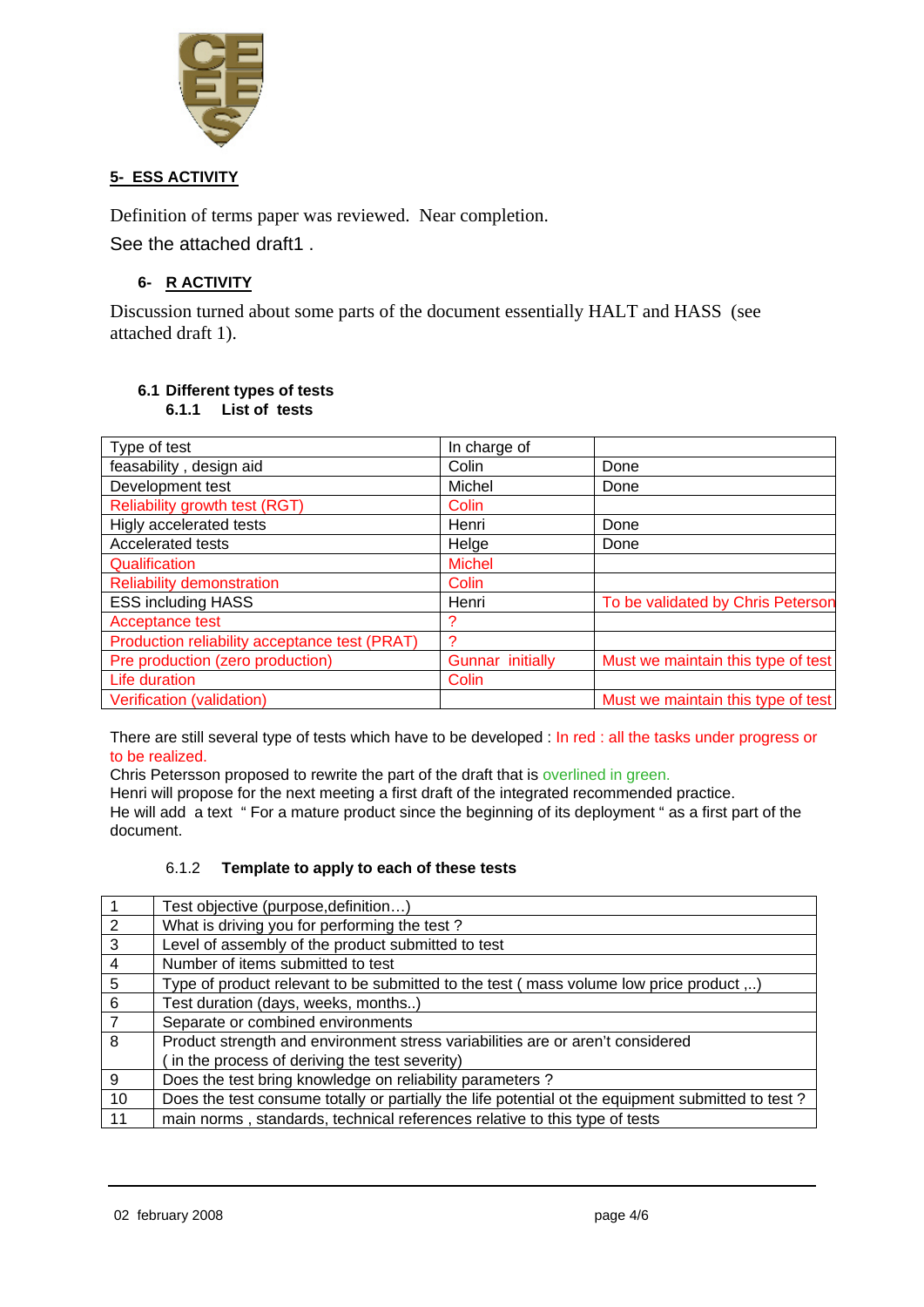## 5- ESS ACTIVITY

Definition of terms paper was reviewed. Near completion.

See the attached draft1 .

## 6- R ACTIVITY

Discussion turned about some parts of the document essentially HALT and HASS (see attached draft 1).

### 6.1 Different types of tests

#### 6.1.1 List of tests

| Type of test | In charge of | |
|---|---|---|
| feasability , design aid | Colin | Done |
| Development test | Michel | Done |
| Reliability growth test (RGT) | Colin | |
| Higly accelerated tests | Henri | Done |
| Accelerated tests | Helge | Done |
| Qualification | Michel | |
| Reliability demonstration | Colin | |
| ESS including HASS | Henri | To be validated by Chris Peterson |
| Acceptance test | ? | |
| Production reliability acceptance test (PRAT) | ? | |
| Pre production (zero production) | Gunnar initially | Must we maintain this type of test |
| Life duration | Colin | |
| Verification (validation) | | Must we maintain this type of test |

There are still several type of tests which have to be developed : In red : all the tasks under progress or to be realized.

Chris Petersson proposed to rewrite the part of the draft that is overlined in green.

Henri will propose for the next meeting a first draft of the integrated recommended practice.

He will add a text " For a mature product since the beginning of its deployment " as a first part of the document.

#### 6.1.2 Template to apply to each of these tests

| | |
|---|---|
| 1 | Test objective (purpose,definition…) |
| 2 | What is driving you for performing the test ? |
| 3 | Level of assembly of the product submitted to test |
| 4 | Number of items submitted to test |
| 5 | Type of product relevant to be submitted to the test ( mass volume low price product ,..) |
| 6 | Test duration (days, weeks, months..) |
| 7 | Separate or combined environments |
| 8 | Product strength and environment stress variabilities are or aren't considered ( in the process of deriving the test severity) |
| 9 | Does the test bring knowledge on reliability parameters ? |
| 10 | Does the test consume totally or partially the life potential ot the equipment submitted to test ? |
| 11 | main norms , standards, technical references relative to this type of tests |

02 february 2008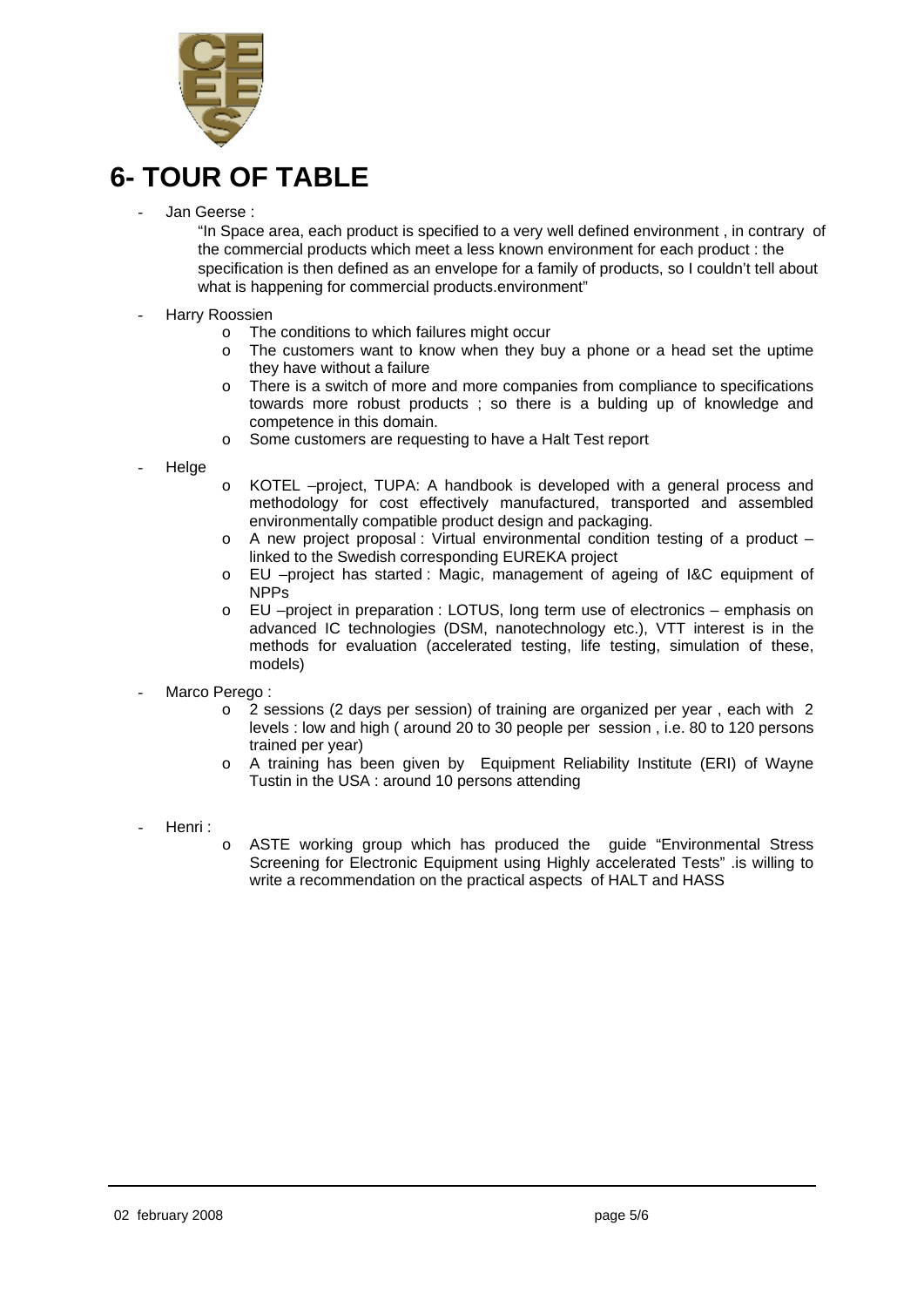# 6- TOUR OF TABLE

- Jan Geerse :

  "In Space area, each product is specified to a very well defined environment , in contrary of the commercial products which meet a less known environment for each product : the specification is then defined as an envelope for a family of products, so I couldn't tell about what is happening for commercial products.environment"

- Harry Roossien
  - The conditions to which failures might occur
  - The customers want to know when they buy a phone or a head set the uptime they have without a failure
  - There is a switch of more and more companies from compliance to specifications towards more robust products ; so there is a bulding up of knowledge and competence in this domain.
  - Some customers are requesting to have a Halt Test report

- Helge
  - KOTEL –project, TUPA: A handbook is developed with a general process and methodology for cost effectively manufactured, transported and assembled environmentally compatible product design and packaging.
  - A new project proposal : Virtual environmental condition testing of a product – linked to the Swedish corresponding EUREKA project
  - EU –project has started : Magic, management of ageing of I&C equipment of NPPs
  - EU –project in preparation : LOTUS, long term use of electronics – emphasis on advanced IC technologies (DSM, nanotechnology etc.), VTT interest is in the methods for evaluation (accelerated testing, life testing, simulation of these, models)

- Marco Perego :
  - 2 sessions (2 days per session) of training are organized per year , each with 2 levels : low and high ( around 20 to 30 people per session , i.e. 80 to 120 persons trained per year)
  - A training has been given by Equipment Reliability Institute (ERI) of Wayne Tustin in the USA : around 10 persons attending

- Henri :
  - ASTE working group which has produced the guide "Environmental Stress Screening for Electronic Equipment using Highly accelerated Tests" .is willing to write a recommendation on the practical aspects of HALT and HASS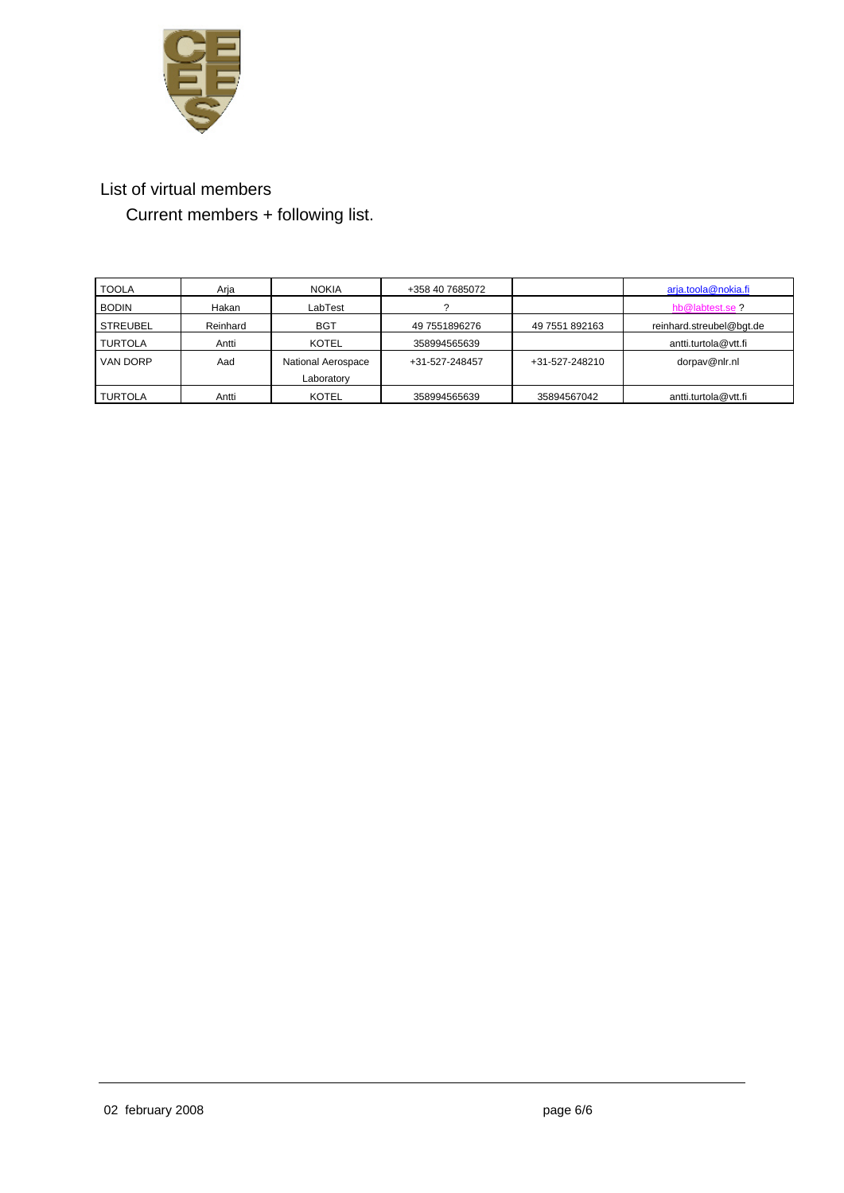List of virtual members

Current members + following list.

| | | | | | |
|---|---|---|---|---|---|
| TOOLA | Arja | NOKIA | +358 40 7685072 | | arja.toola@nokia.fi |
| BODIN | Hakan | LabTest | ? | | hb@labtest.se ? |
| STREUBEL | Reinhard | BGT | 49 7551896276 | 49 7551 892163 | reinhard.streubel@bgt.de |
| TURTOLA | Antti | KOTEL | 358994565639 | | antti.turtola@vtt.fi |
| VAN DORP | Aad | National Aerospace Laboratory | +31-527-248457 | +31-527-248210 | dorpav@nlr.nl |
| TURTOLA | Antti | KOTEL | 358994565639 | 35894567042 | antti.turtola@vtt.fi |

02 february 2008